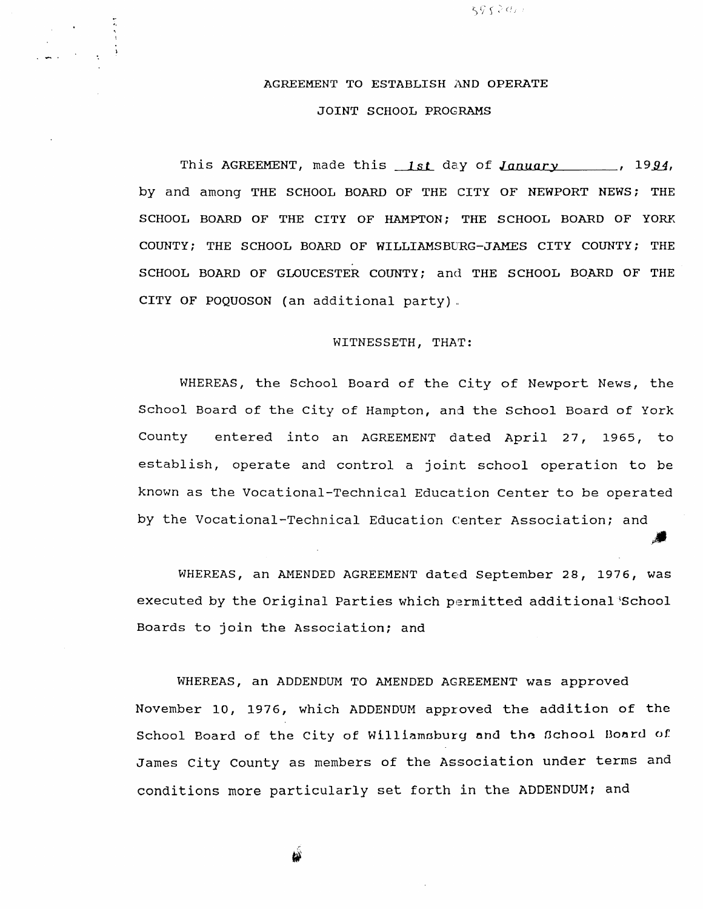# AGREEMENT TO ESTABLISH AND OPERATE

# JOINT SCHOOL PROGRAMS

This AGREEMENT, made this *1st* day of *January*, 19*94*, by and among THE SCHOOL BOARD OF THE CITY OF NEWPORT NEWS; THE SCHOOL BOARD OF THE CITY OF HAMPTON; THE SCHOOL BOARD OF YORK COUNTY; THE SCHOOL BOARD OF WILLIAMSBURG-JAMES CITY COUNTY; THE SCHOOL BOARD OF GLOUCESTER COUNTY; and THE SCHOOL BOARD OF THE CITY OF POQUOSON (an additional party).

WITNESSETH, THAT:

WHEREAS, the School Board of the City of Newport News, the School Board of the City of Hampton, and the School Board of York County entered into an AGREEMENT dated April 27, 1965, to establish, operate and control a joint school operation to be known as the Vocational-Technical Education Center to be operated by the Vocational-Technical Education Center Association; and

WHEREAS, an AMENDED AGREEMENT dated September 28, 1976, was executed by the Original Parties which permitted additional School Boards to join the Association; and

WHEREAS, an ADDENDUM TO AMENDED AGREEMENT was approved November 10, 1976, which ADDENDUM approved the addition of the School Board of the City of Williamsburg and the School Board of James City County as members of the Association under terms and conditions more particularly set forth in the ADDENDUM; and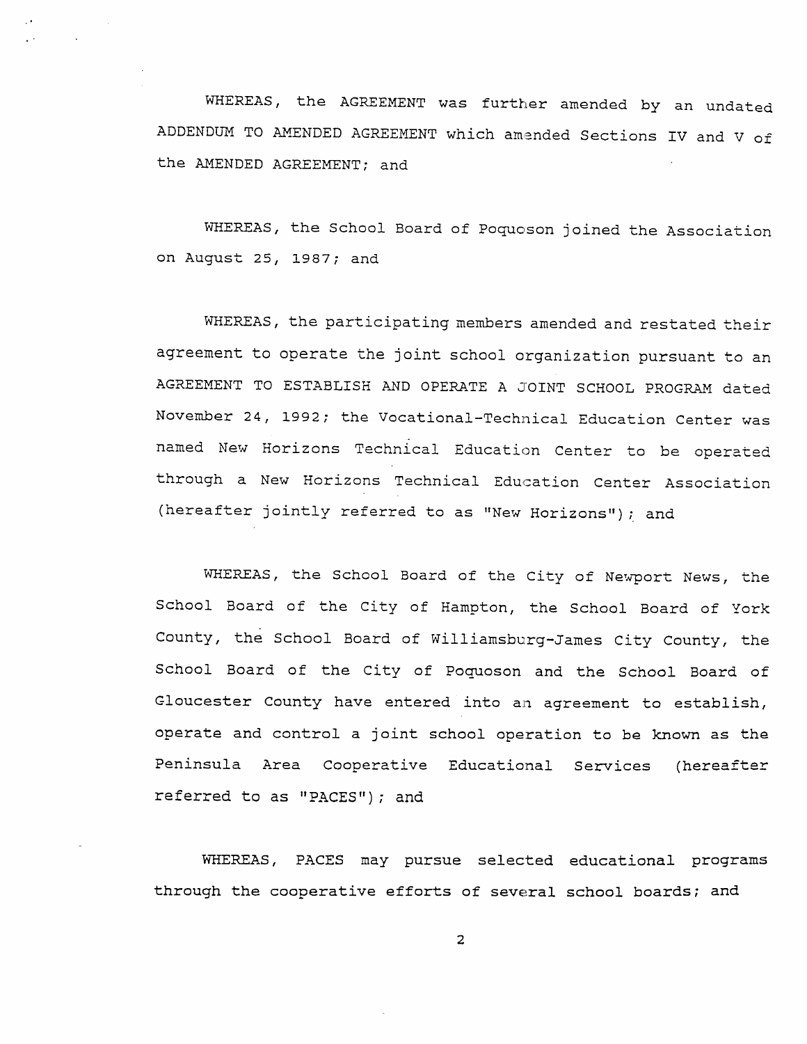WHEREAS, the AGREEMENT was further amended by an undated ADDENDUM TO AMENDED AGREEMENT which amended Sections IV and V of the AMENDED AGREEMENT; and

WHEREAS, the School Board of Poquoson joined the Association on August 25, 1987; and

WHEREAS, the participating members amended and restated their agreement to operate the joint school organization pursuant to an AGREEMENT TO ESTABLISH AND OPERATE A JOINT SCHOOL PROGRAM dated November 24, 1992; the Vocational-Technical Education Center was named New Horizons Technical Education Center to be operated through a New Horizons Technical Education Center Association (hereafter jointly referred to as "New Horizons"); and

WHEREAS, the School Board of the City of Newport News, the School Board of the City of Hampton, the School Board of York County, the School Board of Williamsburg-James City County, the School Board of the City of Poquoson and the School Board of Gloucester County have entered into an agreement to establish, operate and control a joint school operation to be known as the Peninsula Area Cooperative Educational Services (hereafter referred to as "PACES"); and

WHEREAS, PACES may pursue selected educational programs through the cooperative efforts of several school boards; and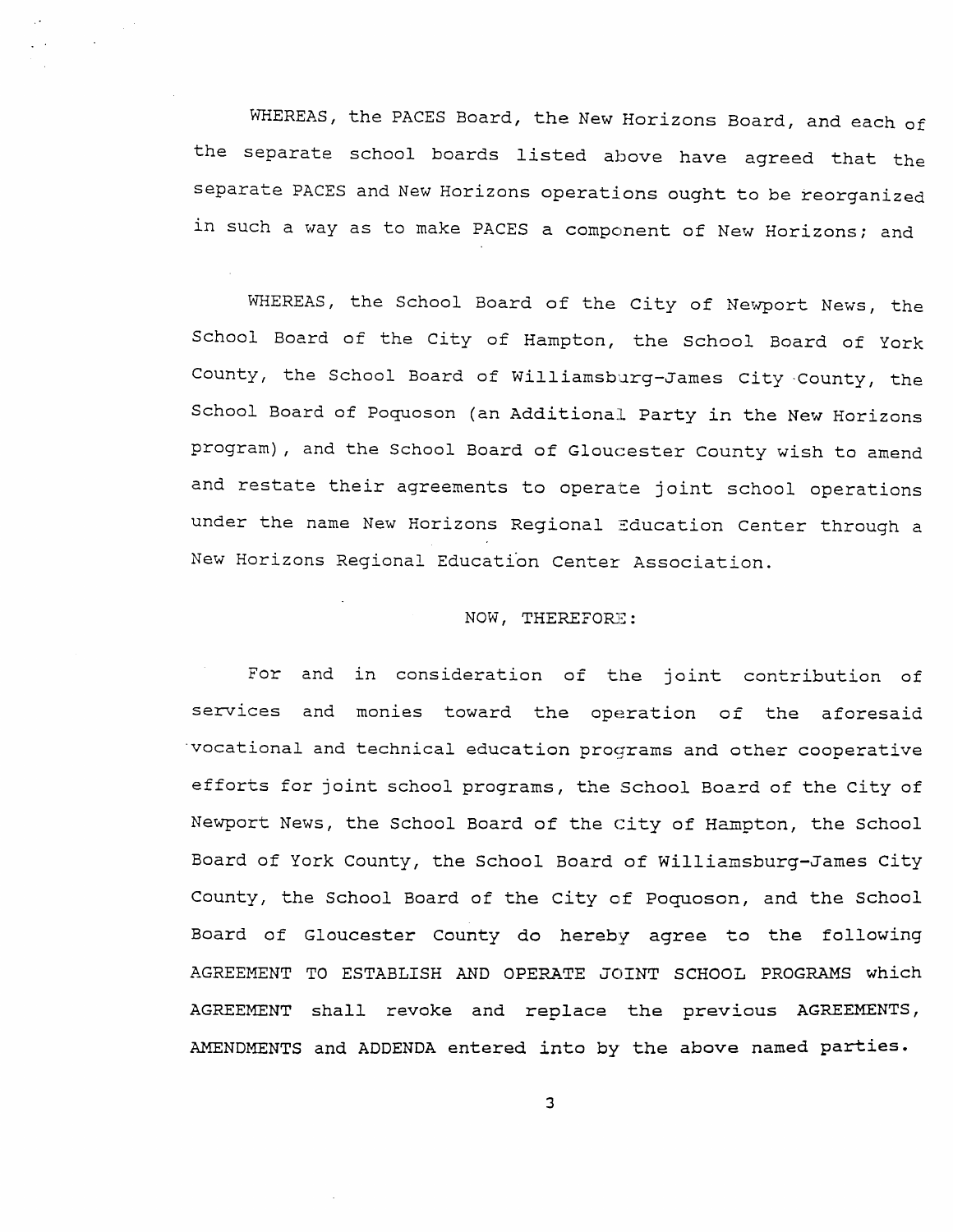WHEREAS, the PACES Board, the New Horizons Board, and each of the separate school boards listed above have agreed that the separate PACES and New Horizons operations ought to be reorganized in such a way as to make PACES a component of New Horizons; and

WHEREAS, the School Board of the City of Newport News, the School Board of the City of Hampton, the School Board of York County, the School Board of Williamsburg-James City County, the School Board of Poquoson (an Additional Party in the New Horizons program), and the School Board of Gloucester County wish to amend and restate their agreements to operate joint school operations under the name New Horizons Regional Education Center through a New Horizons Regional Education Center Association.

NOW, THEREFORE:

For and in consideration of the joint contribution of services and monies toward the operation of the aforesaid vocational and technical education programs and other cooperative efforts for joint school programs, the School Board of the City of Newport News, the School Board of the City of Hampton, the School Board of York County, the School Board of Williamsburg-James City County, the School Board of the City of Poquoson, and the School Board of Gloucester County do hereby agree to the following AGREEMENT TO ESTABLISH AND OPERATE JOINT SCHOOL PROGRAMS which AGREEMENT shall revoke and replace the previous AGREEMENTS, AMENDMENTS and ADDENDA entered into by the above named parties.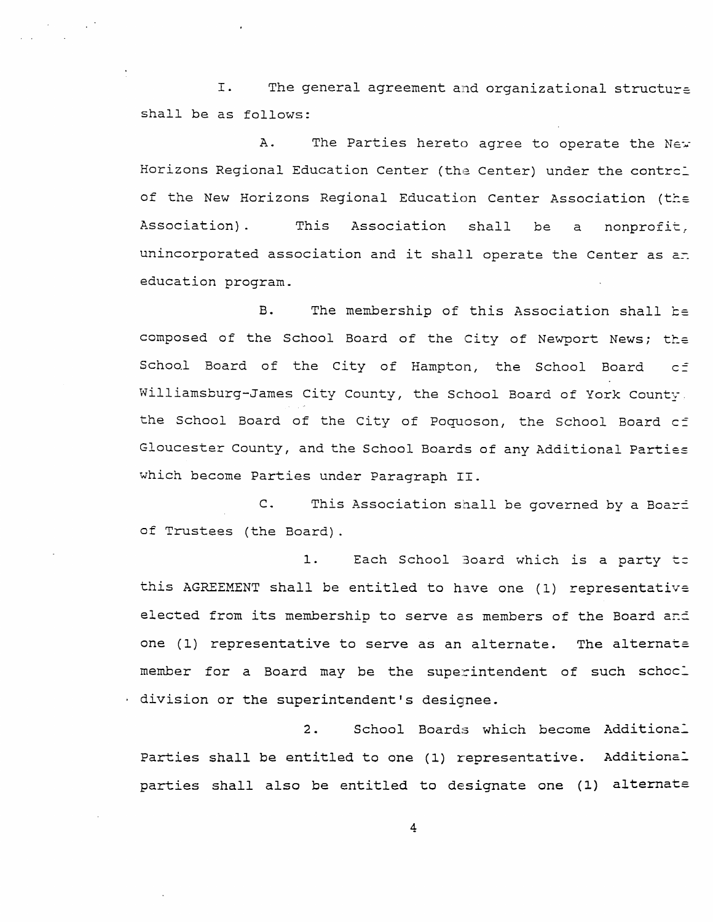I. The general agreement and organizational structure shall be as follows:

A. The Parties hereto agree to operate the New Horizons Regional Education Center (the Center) under the control of the New Horizons Regional Education Center Association (the Association). This Association shall be a nonprofit, unincorporated association and it shall operate the Center as an education program.

B. The membership of this Association shall be composed of the School Board of the City of Newport News; the School Board of the City of Hampton, the School Board of Williamsburg-James City County, the School Board of York County, the School Board of the City of Poquoson, the School Board of Gloucester County, and the School Boards of any Additional Parties which become Parties under Paragraph II.

C. This Association shall be governed by a Board of Trustees (the Board).

1. Each School Board which is a party to this AGREEMENT shall be entitled to have one (1) representative elected from its membership to serve as members of the Board and one (1) representative to serve as an alternate. The alternate member for a Board may be the superintendent of such school division or the superintendent's designee.

2. School Boards which become Additional Parties shall be entitled to one (1) representative. Additional parties shall also be entitled to designate one (1) alternate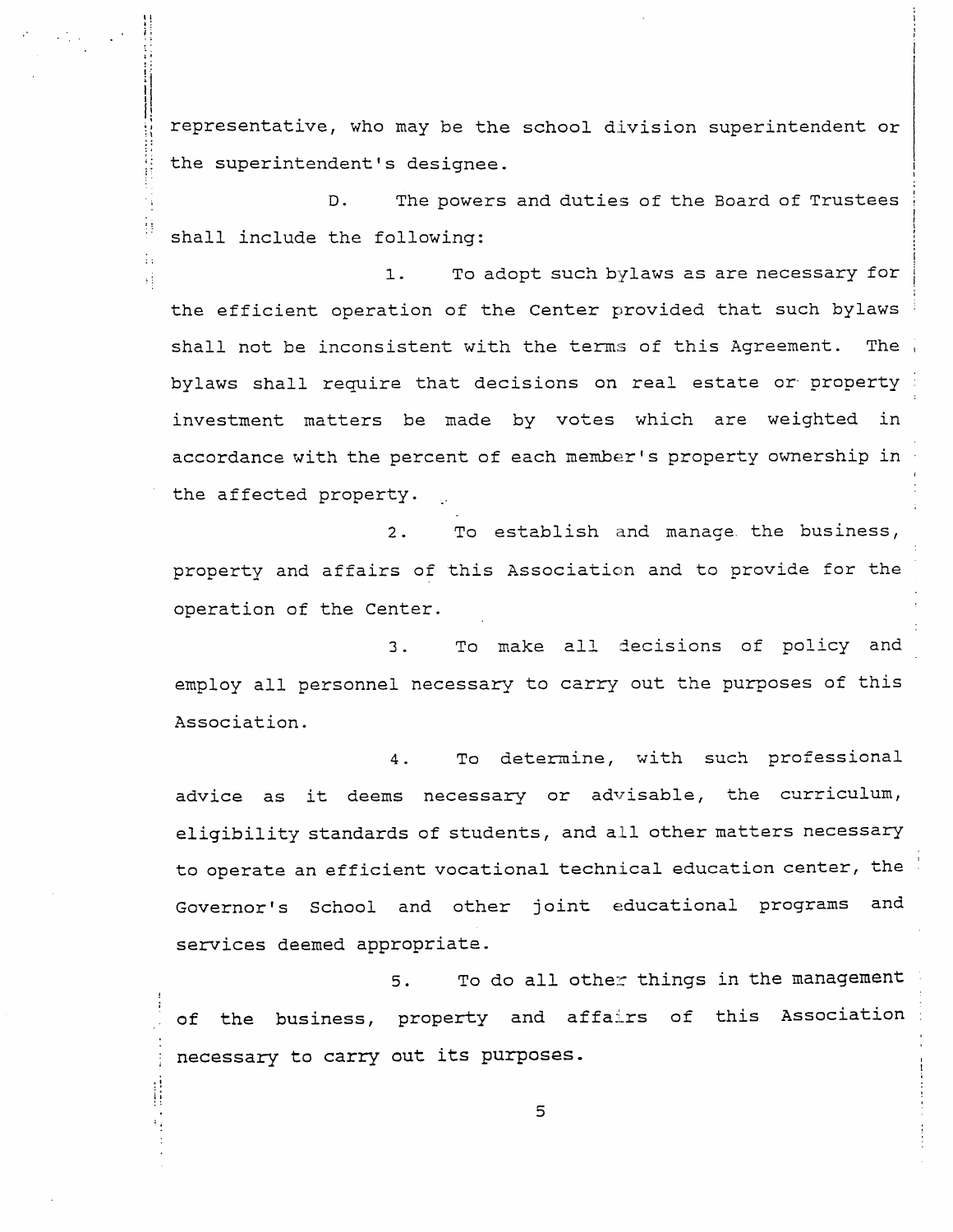representative, who may be the school division superintendent or the superintendent's designee.

D. The powers and duties of the Board of Trustees shall include the following:

1. To adopt such bylaws as are necessary for the efficient operation of the Center provided that such bylaws shall not be inconsistent with the terms of this Agreement. The bylaws shall require that decisions on real estate or property investment matters be made by votes which are weighted in accordance with the percent of each member's property ownership in the affected property.

2. To establish and manage the business, property and affairs of this Association and to provide for the operation of the Center.

3. To make all decisions of policy and employ all personnel necessary to carry out the purposes of this Association.

4. To determine, with such professional advice as it deems necessary or advisable, the curriculum, eligibility standards of students, and all other matters necessary to operate an efficient vocational technical education center, the Governor's School and other joint educational programs and services deemed appropriate.

5. To do all other things in the management of the business, property and affairs of this Association necessary to carry out its purposes.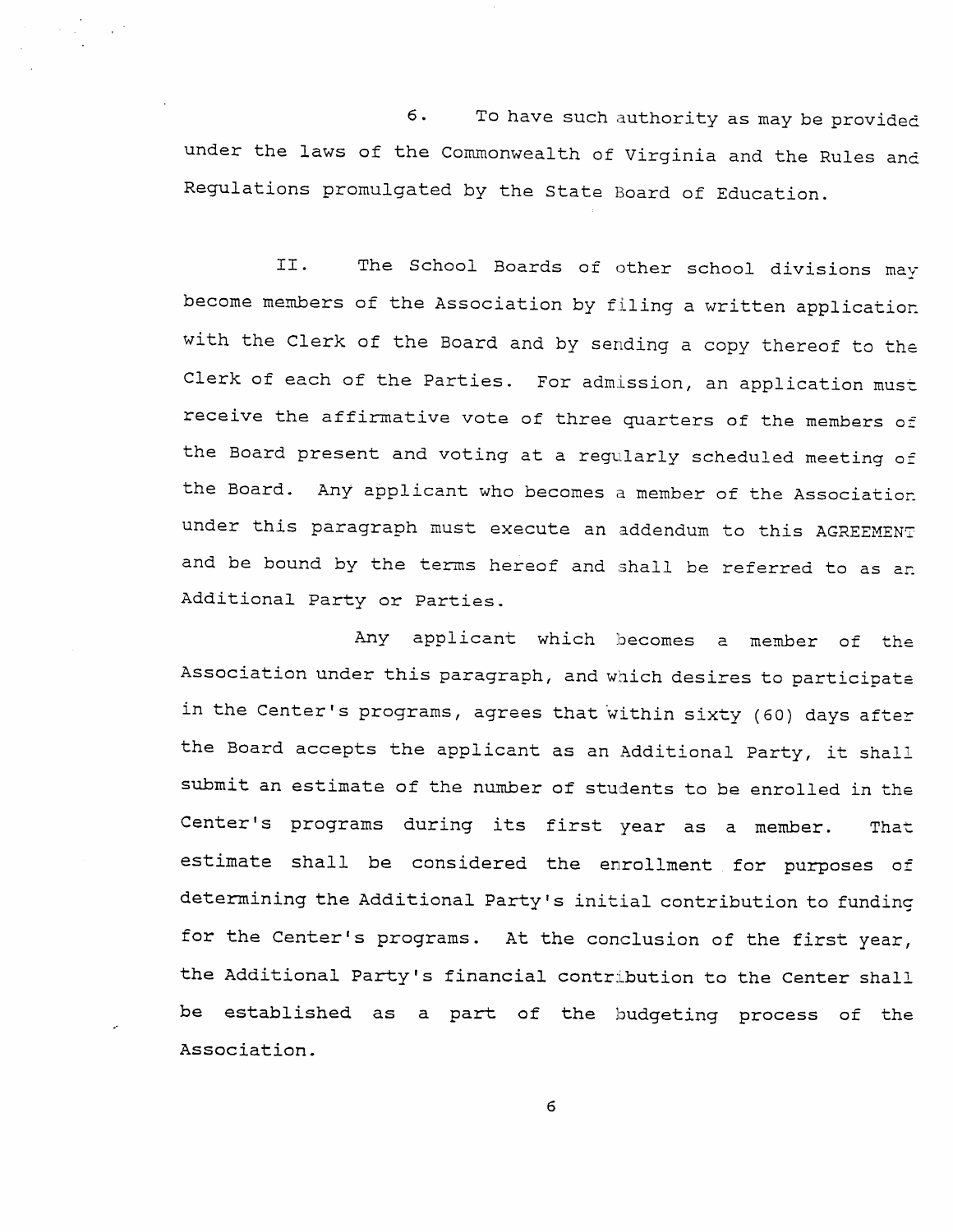6. To have such authority as may be provided under the laws of the Commonwealth of Virginia and the Rules and Regulations promulgated by the State Board of Education.

II. The School Boards of other school divisions may become members of the Association by filing a written application with the Clerk of the Board and by sending a copy thereof to the Clerk of each of the Parties. For admission, an application must receive the affirmative vote of three quarters of the members of the Board present and voting at a regularly scheduled meeting of the Board. Any applicant who becomes a member of the Association under this paragraph must execute an addendum to this AGREEMENT and be bound by the terms hereof and shall be referred to as an Additional Party or Parties.

Any applicant which becomes a member of the Association under this paragraph, and which desires to participate in the Center's programs, agrees that within sixty (60) days after the Board accepts the applicant as an Additional Party, it shall submit an estimate of the number of students to be enrolled in the Center's programs during its first year as a member. That estimate shall be considered the enrollment for purposes of determining the Additional Party's initial contribution to funding for the Center's programs. At the conclusion of the first year, the Additional Party's financial contribution to the Center shall be established as a part of the budgeting process of the Association.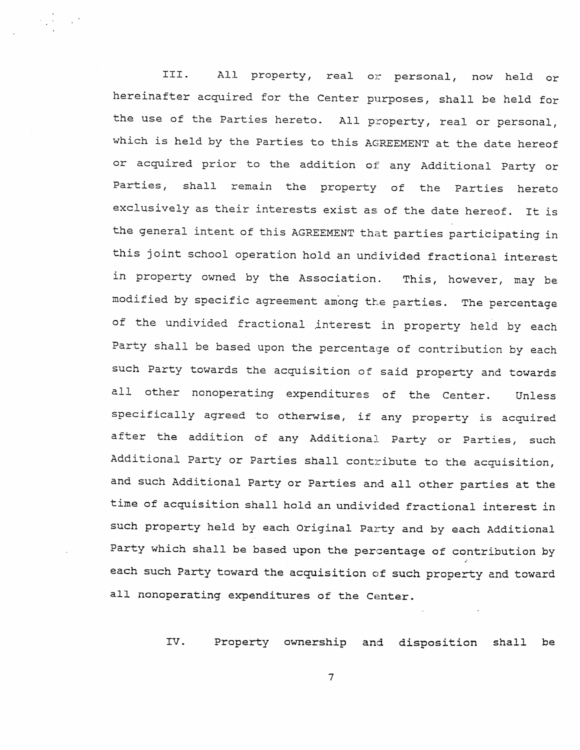III. All property, real or personal, now held or hereinafter acquired for the Center purposes, shall be held for the use of the Parties hereto. All property, real or personal, which is held by the Parties to this AGREEMENT at the date hereof or acquired prior to the addition of any Additional Party or Parties, shall remain the property of the Parties hereto exclusively as their interests exist as of the date hereof. It is the general intent of this AGREEMENT that parties participating in this joint school operation hold an undivided fractional interest in property owned by the Association. This, however, may be modified by specific agreement among the parties. The percentage of the undivided fractional interest in property held by each Party shall be based upon the percentage of contribution by each such Party towards the acquisition of said property and towards all other nonoperating expenditures of the Center. Unless specifically agreed to otherwise, if any property is acquired after the addition of any Additional Party or Parties, such Additional Party or Parties shall contribute to the acquisition, and such Additional Party or Parties and all other parties at the time of acquisition shall hold an undivided fractional interest in such property held by each Original Party and by each Additional Party which shall be based upon the percentage of contribution by each such Party toward the acquisition of such property and toward all nonoperating expenditures of the Center.

IV. Property ownership and disposition shall be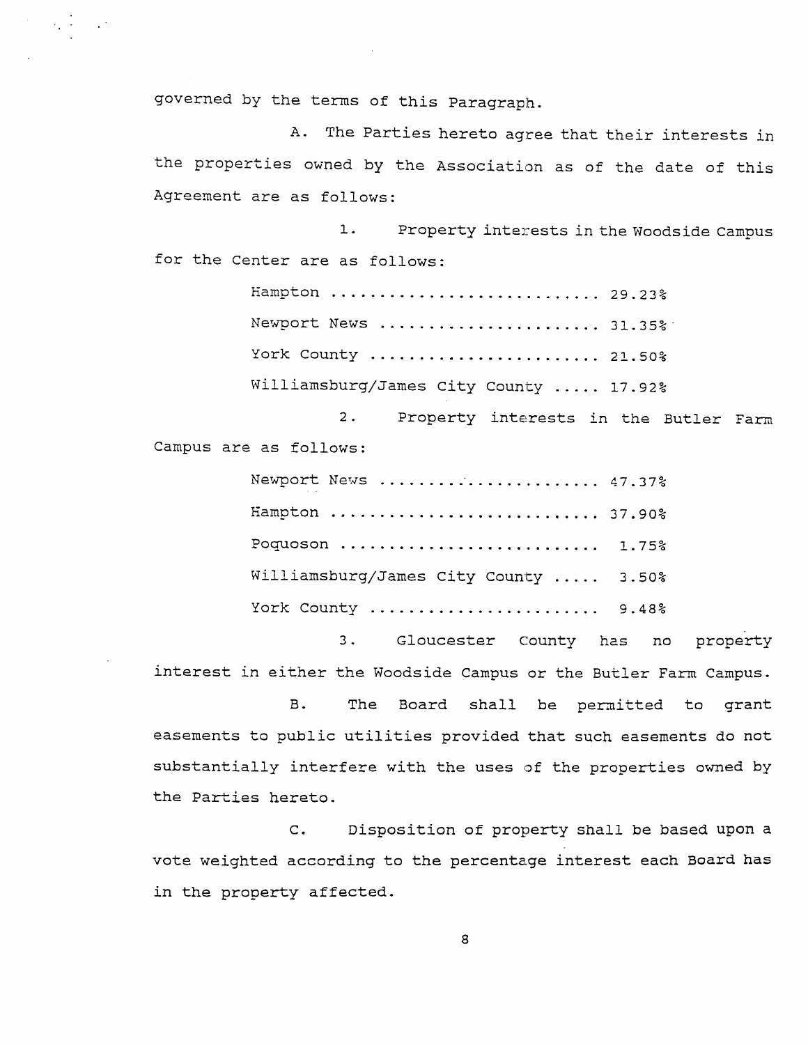governed by the terms of this Paragraph.

A. The Parties hereto agree that their interests in the properties owned by the Association as of the date of this Agreement are as follows:

1. Property interests in the Woodside Campus for the Center are as follows:

Hampton ........................... 29.23%

Newport News ...................... 31.35%

York County ....................... 21.50%

Williamsburg/James City County ..... 17.92%

2. Property interests in the Butler Farm Campus are as follows:

Newport News ...................... 47.37%

Hampton ........................... 37.90%

Poquoson .......................... 1.75%

Williamsburg/James City County ..... 3.50%

York County ....................... 9.48%

3. Gloucester County has no property interest in either the Woodside Campus or the Butler Farm Campus.

B. The Board shall be permitted to grant easements to public utilities provided that such easements do not substantially interfere with the uses of the properties owned by the Parties hereto.

C. Disposition of property shall be based upon a vote weighted according to the percentage interest each Board has in the property affected.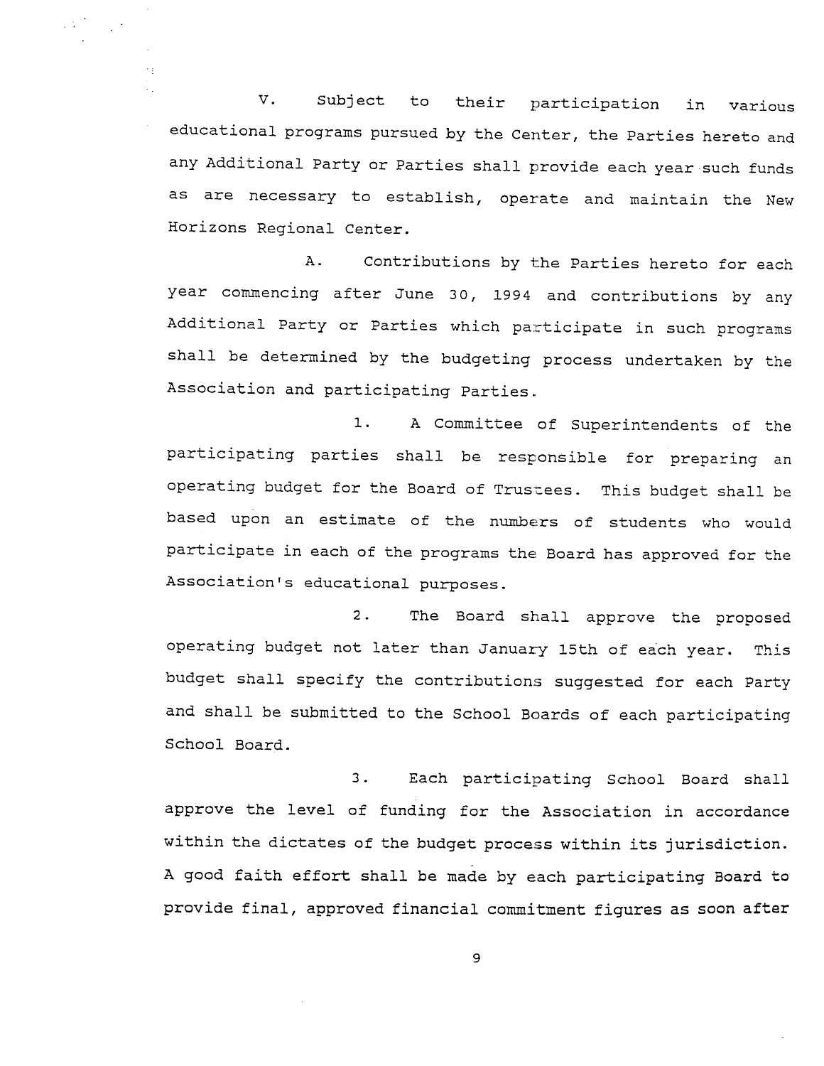V. Subject to their participation in various educational programs pursued by the Center, the Parties hereto and any Additional Party or Parties shall provide each year such funds as are necessary to establish, operate and maintain the New Horizons Regional Center.

A. Contributions by the Parties hereto for each year commencing after June 30, 1994 and contributions by any Additional Party or Parties which participate in such programs shall be determined by the budgeting process undertaken by the Association and participating Parties.

1. A Committee of Superintendents of the participating parties shall be responsible for preparing an operating budget for the Board of Trustees. This budget shall be based upon an estimate of the numbers of students who would participate in each of the programs the Board has approved for the Association's educational purposes.

2. The Board shall approve the proposed operating budget not later than January 15th of each year. This budget shall specify the contributions suggested for each Party and shall be submitted to the School Boards of each participating School Board.

3. Each participating School Board shall approve the level of funding for the Association in accordance within the dictates of the budget process within its jurisdiction. A good faith effort shall be made by each participating Board to provide final, approved financial commitment figures as soon after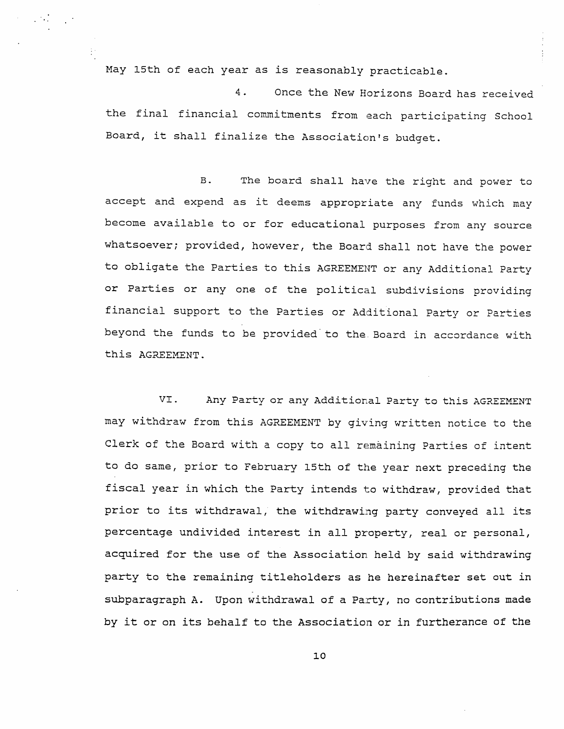May 15th of each year as is reasonably practicable.

4. Once the New Horizons Board has received the final financial commitments from each participating School Board, it shall finalize the Association's budget.

B. The board shall have the right and power to accept and expend as it deems appropriate any funds which may become available to or for educational purposes from any source whatsoever; provided, however, the Board shall not have the power to obligate the Parties to this AGREEMENT or any Additional Party or Parties or any one of the political subdivisions providing financial support to the Parties or Additional Party or Parties beyond the funds to be provided to the Board in accordance with this AGREEMENT.

VI. Any Party or any Additional Party to this AGREEMENT may withdraw from this AGREEMENT by giving written notice to the Clerk of the Board with a copy to all remaining Parties of intent to do same, prior to February 15th of the year next preceding the fiscal year in which the Party intends to withdraw, provided that prior to its withdrawal, the withdrawing party conveyed all its percentage undivided interest in all property, real or personal, acquired for the use of the Association held by said withdrawing party to the remaining titleholders as he hereinafter set out in subparagraph A. Upon withdrawal of a Party, no contributions made by it or on its behalf to the Association or in furtherance of the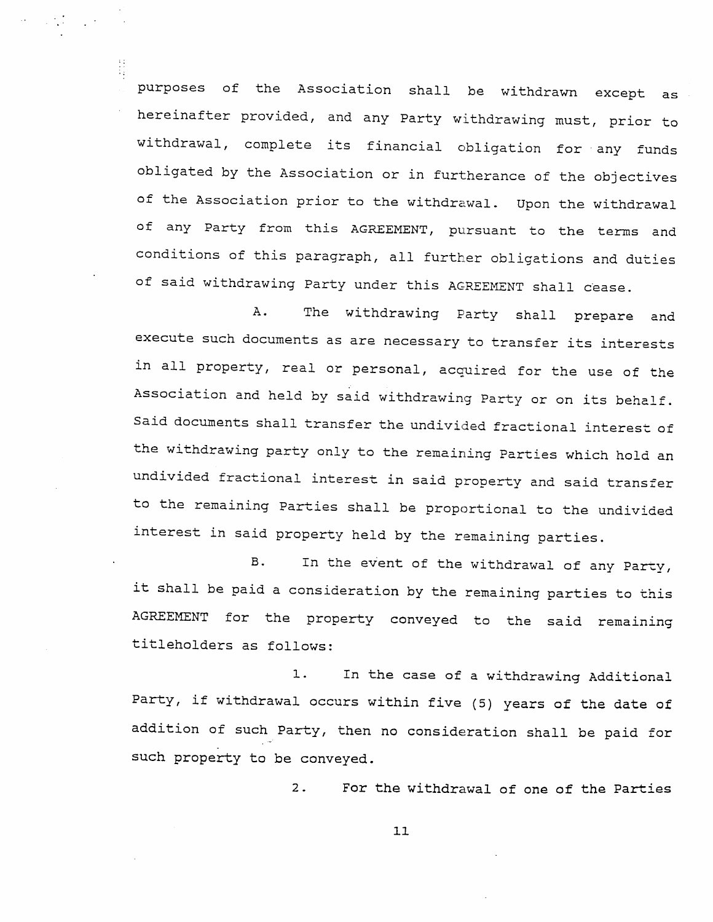purposes of the Association shall be withdrawn except as hereinafter provided, and any Party withdrawing must, prior to withdrawal, complete its financial obligation for any funds obligated by the Association or in furtherance of the objectives of the Association prior to the withdrawal. Upon the withdrawal of any Party from this AGREEMENT, pursuant to the terms and conditions of this paragraph, all further obligations and duties of said withdrawing Party under this AGREEMENT shall cease.

A. The withdrawing Party shall prepare and execute such documents as are necessary to transfer its interests in all property, real or personal, acquired for the use of the Association and held by said withdrawing Party or on its behalf. Said documents shall transfer the undivided fractional interest of the withdrawing party only to the remaining Parties which hold an undivided fractional interest in said property and said transfer to the remaining Parties shall be proportional to the undivided interest in said property held by the remaining parties.

B. In the event of the withdrawal of any Party, it shall be paid a consideration by the remaining parties to this AGREEMENT for the property conveyed to the said remaining titleholders as follows:

1. In the case of a withdrawing Additional Party, if withdrawal occurs within five (5) years of the date of addition of such Party, then no consideration shall be paid for such property to be conveyed.

2. For the withdrawal of one of the Parties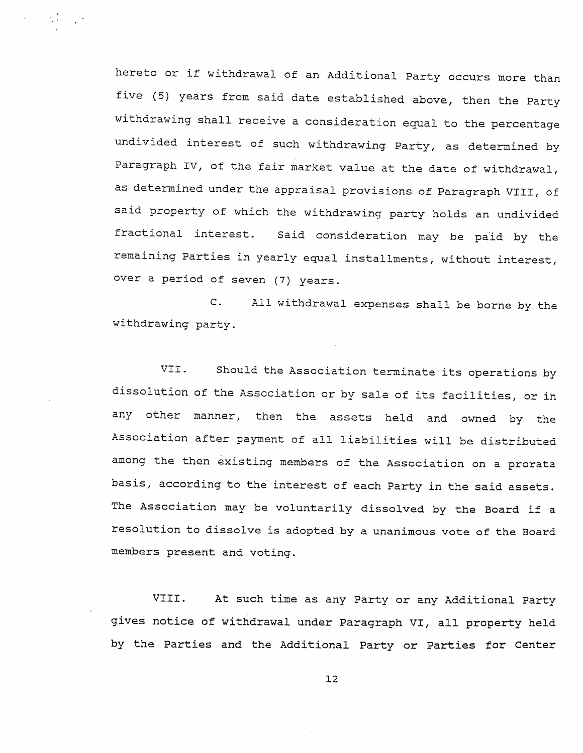hereto or if withdrawal of an Additional Party occurs more than five (5) years from said date established above, then the Party withdrawing shall receive a consideration equal to the percentage undivided interest of such withdrawing Party, as determined by Paragraph IV, of the fair market value at the date of withdrawal, as determined under the appraisal provisions of Paragraph VIII, of said property of which the withdrawing party holds an undivided fractional interest. Said consideration may be paid by the remaining Parties in yearly equal installments, without interest, over a period of seven (7) years.

C. All withdrawal expenses shall be borne by the withdrawing party.

VII. Should the Association terminate its operations by dissolution of the Association or by sale of its facilities, or in any other manner, then the assets held and owned by the Association after payment of all liabilities will be distributed among the then existing members of the Association on a prorata basis, according to the interest of each Party in the said assets. The Association may be voluntarily dissolved by the Board if a resolution to dissolve is adopted by a unanimous vote of the Board members present and voting.

VIII. At such time as any Party or any Additional Party gives notice of withdrawal under Paragraph VI, all property held by the Parties and the Additional Party or Parties for Center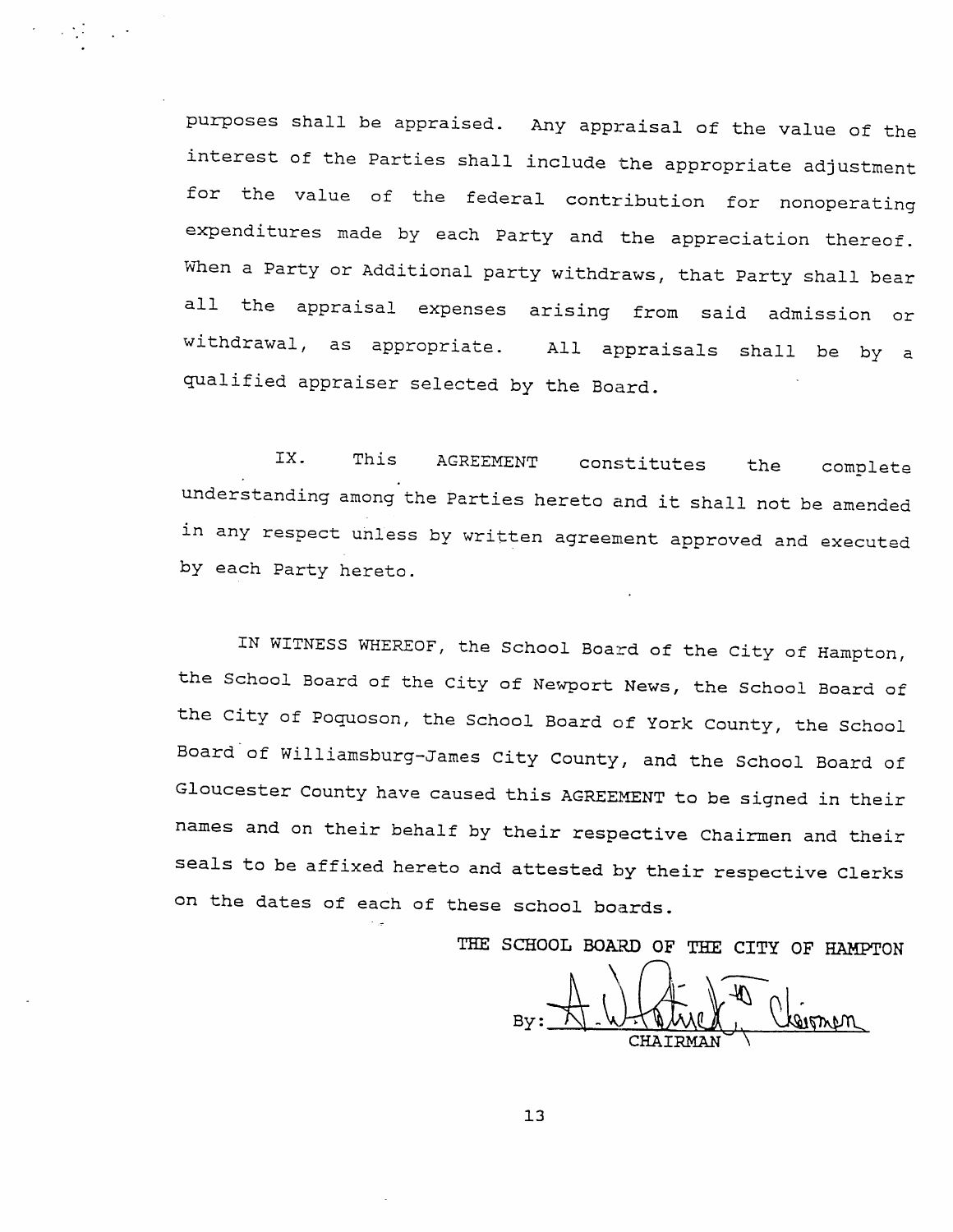purposes shall be appraised. Any appraisal of the value of the interest of the Parties shall include the appropriate adjustment for the value of the federal contribution for nonoperating expenditures made by each Party and the appreciation thereof. When a Party or Additional party withdraws, that Party shall bear all the appraisal expenses arising from said admission or withdrawal, as appropriate. All appraisals shall be by a qualified appraiser selected by the Board.

IX. This AGREEMENT constitutes the complete understanding among the Parties hereto and it shall not be amended in any respect unless by written agreement approved and executed by each Party hereto.

IN WITNESS WHEREOF, the School Board of the City of Hampton, the School Board of the City of Newport News, the School Board of the City of Poquoson, the School Board of York County, the School Board of Williamsburg-James City County, and the School Board of Gloucester County have caused this AGREEMENT to be signed in their names and on their behalf by their respective Chairmen and their seals to be affixed hereto and attested by their respective Clerks on the dates of each of these school boards.

THE SCHOOL BOARD OF THE CITY OF HAMPTON

By: ______________________
CHAIRMAN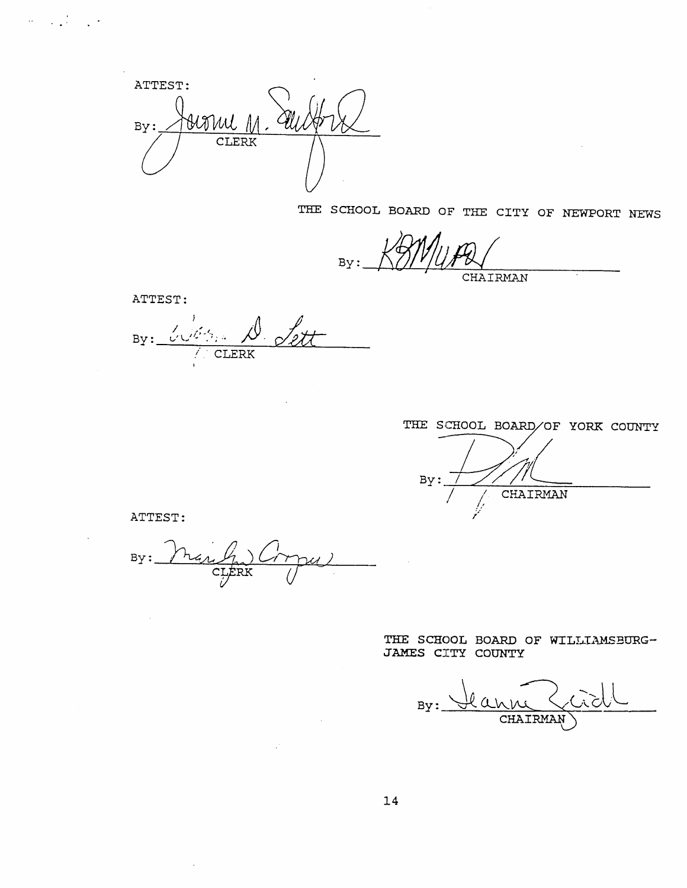ATTEST:

By: ______________________
CLERK

THE SCHOOL BOARD OF THE CITY OF NEWPORT NEWS

By: ______________________
CHAIRMAN

ATTEST:

By: ______________________
CLERK

THE SCHOOL BOARD OF YORK COUNTY

By: ______________________
CHAIRMAN

ATTEST:

By: ______________________
CLERK

THE SCHOOL BOARD OF WILLIAMSBURG-JAMES CITY COUNTY

By: ______________________
CHAIRMAN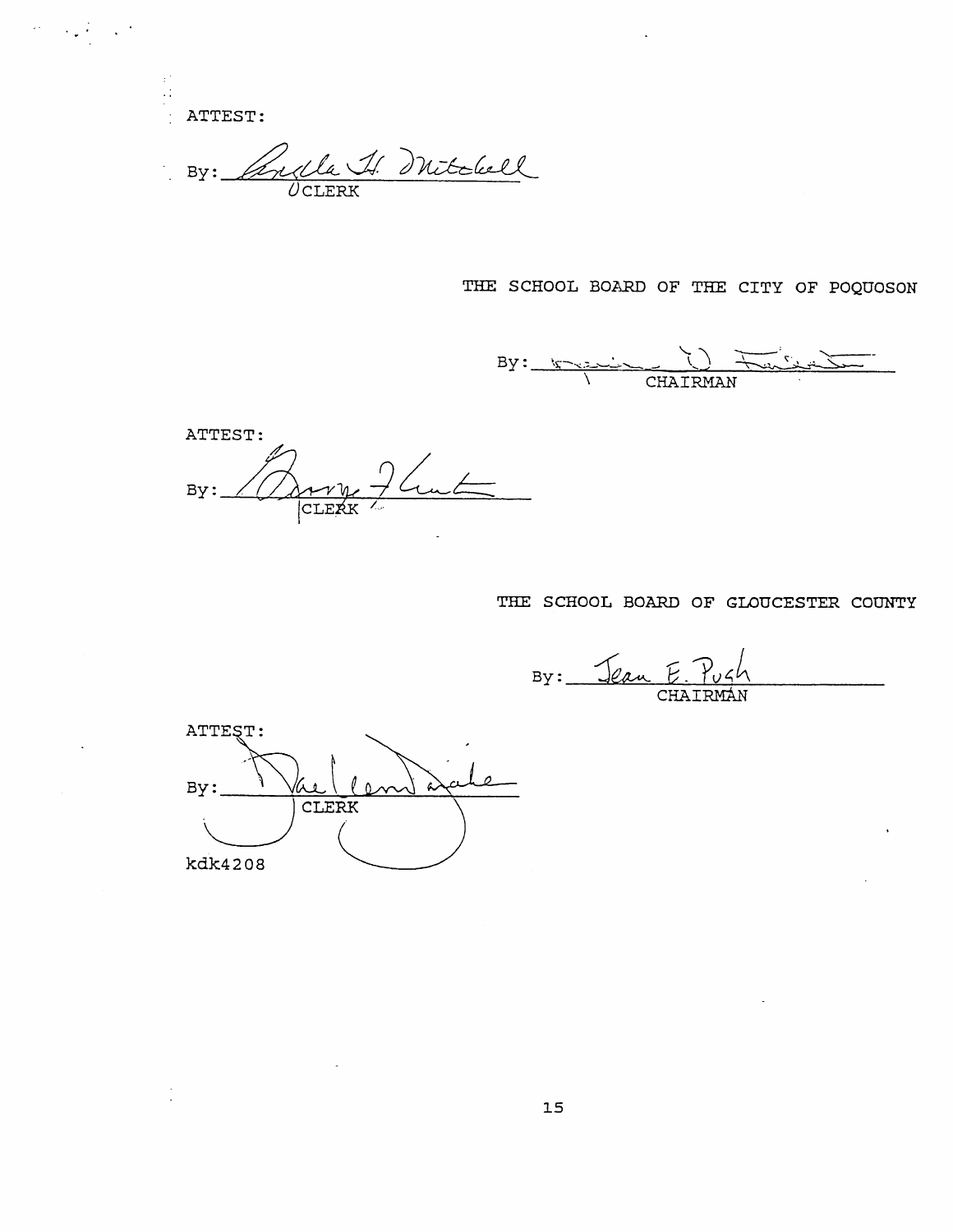ATTEST:

By: Angela H. Mitchell
CLERK

THE SCHOOL BOARD OF THE CITY OF POQUOSON

By: ______________________
CHAIRMAN

ATTEST:

By: ______________________
CLERK

THE SCHOOL BOARD OF GLOUCESTER COUNTY

By: Jean E. Pugh
CHAIRMAN

ATTEST:

By: ______________________
CLERK

kdk4208